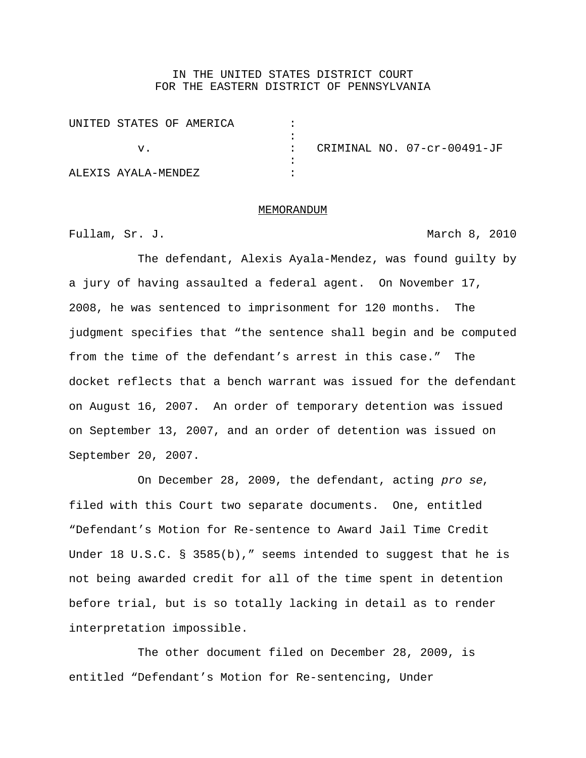IN THE UNITED STATES DISTRICT COURT
FOR THE EASTERN DISTRICT OF PENNSYLVANIA

| | | |
|---|---|---|
| UNITED STATES OF AMERICA | : | |
| | : | |
| v. | : | CRIMINAL NO. 07-cr-00491-JF |
| | : | |
| ALEXIS AYALA-MENDEZ | : | |

<u>MEMORANDUM</u>

Fullam, Sr. J. March 8, 2010

The defendant, Alexis Ayala-Mendez, was found guilty by a jury of having assaulted a federal agent. On November 17, 2008, he was sentenced to imprisonment for 120 months. The judgment specifies that "the sentence shall begin and be computed from the time of the defendant's arrest in this case." The docket reflects that a bench warrant was issued for the defendant on August 16, 2007. An order of temporary detention was issued on September 13, 2007, and an order of detention was issued on September 20, 2007.

On December 28, 2009, the defendant, acting *pro se*, filed with this Court two separate documents. One, entitled "Defendant's Motion for Re-sentence to Award Jail Time Credit Under 18 U.S.C. § 3585(b)," seems intended to suggest that he is not being awarded credit for all of the time spent in detention before trial, but is so totally lacking in detail as to render interpretation impossible.

The other document filed on December 28, 2009, is entitled "Defendant's Motion for Re-sentencing, Under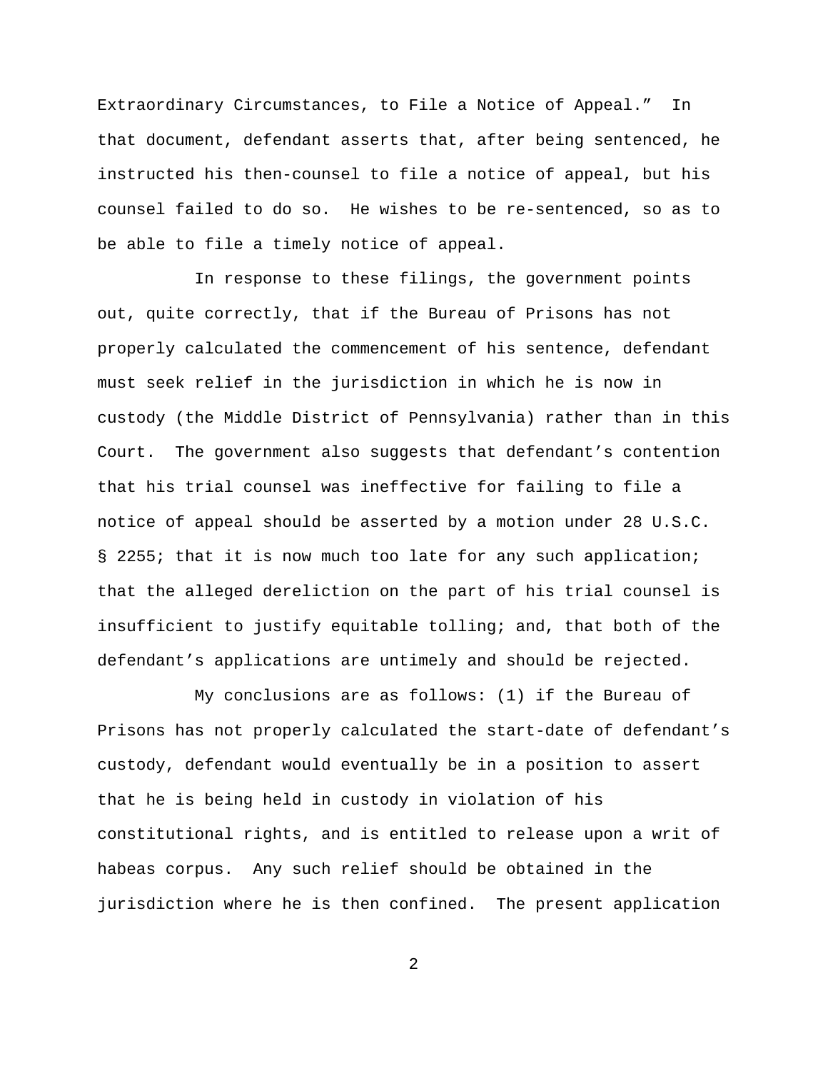Extraordinary Circumstances, to File a Notice of Appeal." In that document, defendant asserts that, after being sentenced, he instructed his then-counsel to file a notice of appeal, but his counsel failed to do so. He wishes to be re-sentenced, so as to be able to file a timely notice of appeal.

In response to these filings, the government points out, quite correctly, that if the Bureau of Prisons has not properly calculated the commencement of his sentence, defendant must seek relief in the jurisdiction in which he is now in custody (the Middle District of Pennsylvania) rather than in this Court. The government also suggests that defendant's contention that his trial counsel was ineffective for failing to file a notice of appeal should be asserted by a motion under 28 U.S.C. § 2255; that it is now much too late for any such application; that the alleged dereliction on the part of his trial counsel is insufficient to justify equitable tolling; and, that both of the defendant's applications are untimely and should be rejected.

My conclusions are as follows: (1) if the Bureau of Prisons has not properly calculated the start-date of defendant's custody, defendant would eventually be in a position to assert that he is being held in custody in violation of his constitutional rights, and is entitled to release upon a writ of habeas corpus. Any such relief should be obtained in the jurisdiction where he is then confined. The present application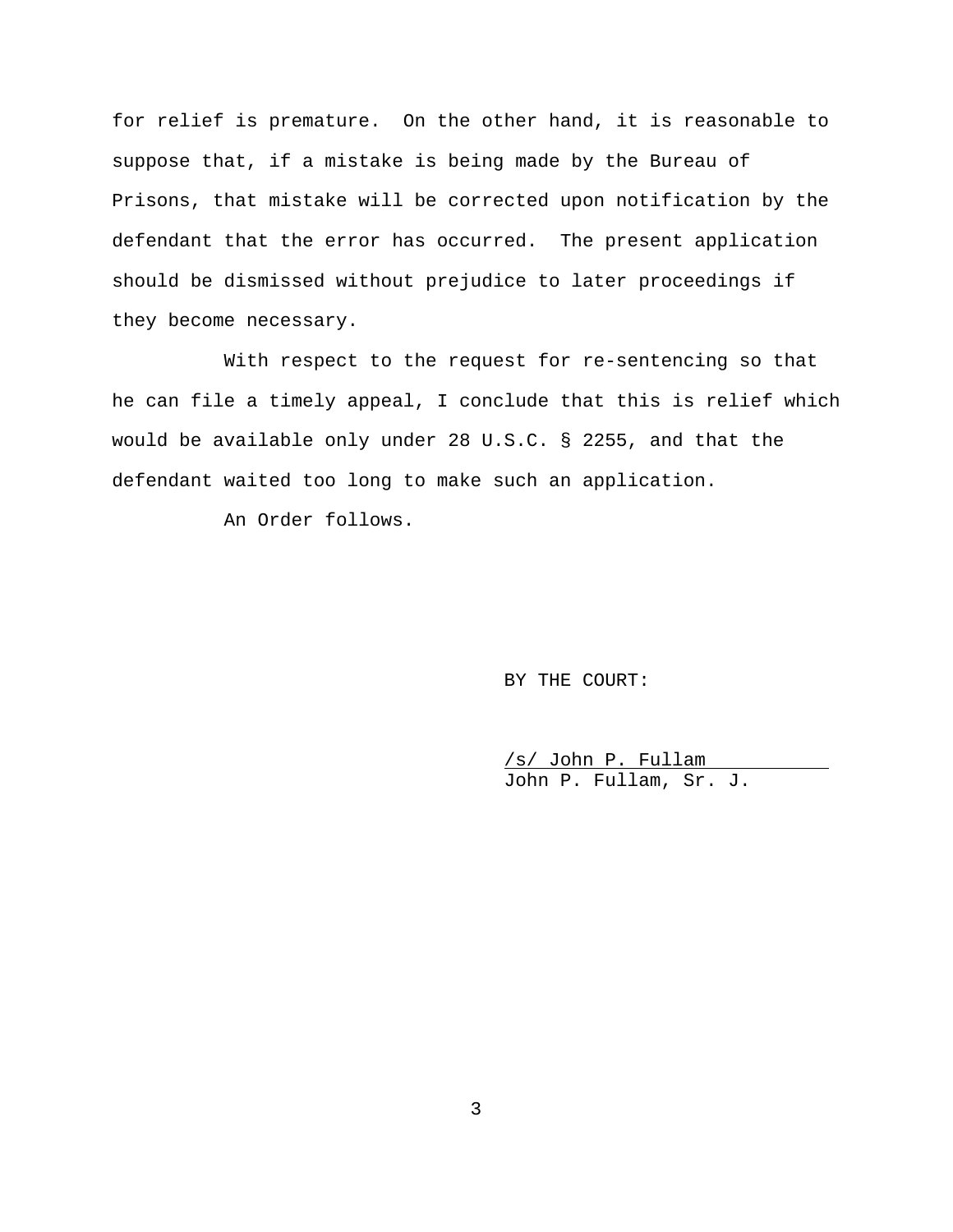for relief is premature. On the other hand, it is reasonable to suppose that, if a mistake is being made by the Bureau of Prisons, that mistake will be corrected upon notification by the defendant that the error has occurred. The present application should be dismissed without prejudice to later proceedings if they become necessary.

With respect to the request for re-sentencing so that he can file a timely appeal, I conclude that this is relief which would be available only under 28 U.S.C. § 2255, and that the defendant waited too long to make such an application.

An Order follows.

BY THE COURT:

/s/ John P. Fullam
John P. Fullam, Sr. J.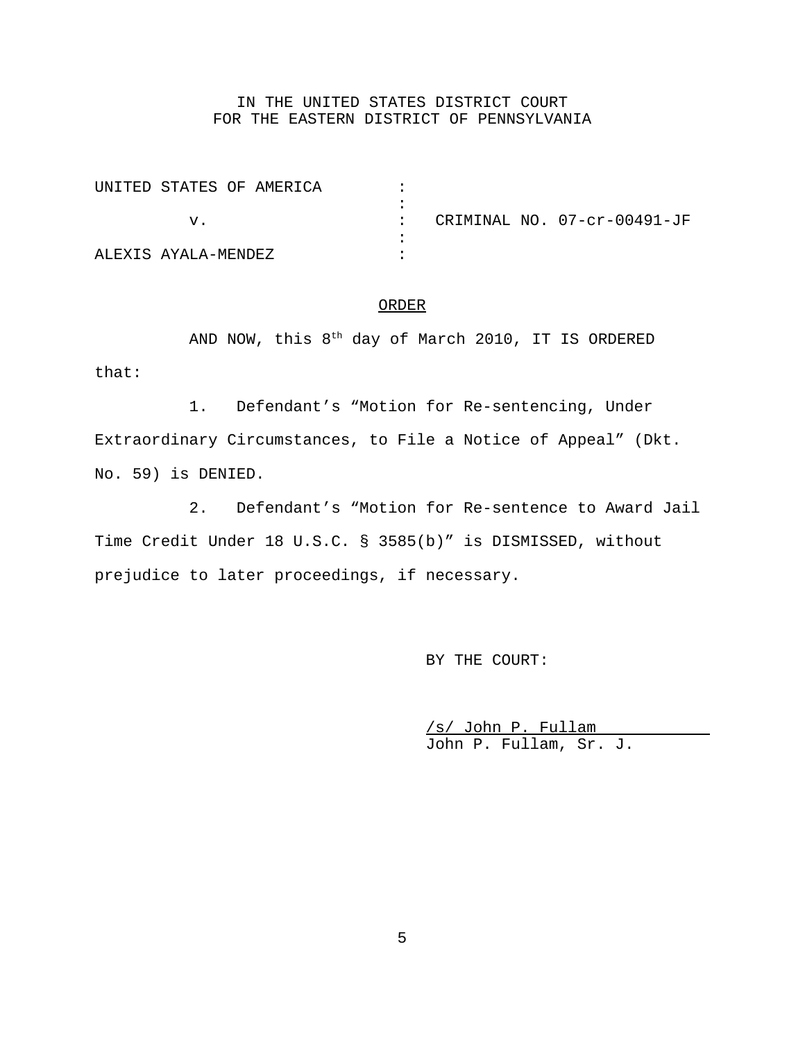IN THE UNITED STATES DISTRICT COURT
FOR THE EASTERN DISTRICT OF PENNSYLVANIA

| | | |
|---|---|---|
| UNITED STATES OF AMERICA | : | |
| v. | : | CRIMINAL NO. 07-cr-00491-JF |
| ALEXIS AYALA-MENDEZ | : | |

ORDER

AND NOW, this 8th day of March 2010, IT IS ORDERED that:

1. Defendant's "Motion for Re-sentencing, Under Extraordinary Circumstances, to File a Notice of Appeal" (Dkt. No. 59) is DENIED.

2. Defendant's "Motion for Re-sentence to Award Jail Time Credit Under 18 U.S.C. § 3585(b)" is DISMISSED, without prejudice to later proceedings, if necessary.

BY THE COURT:

/s/ John P. Fullam
John P. Fullam, Sr. J.